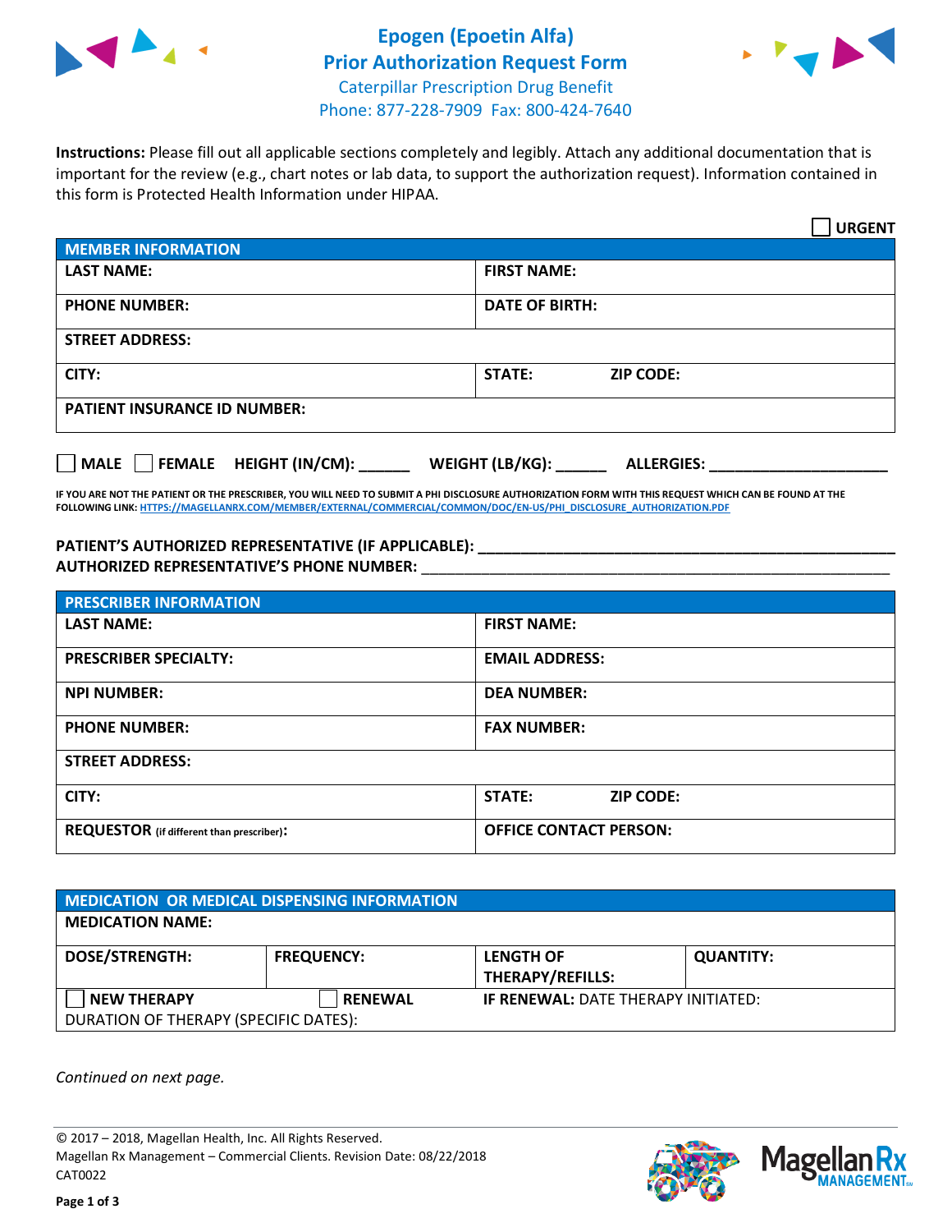# Epogen (Epoetin Alfa)
## Prior Authorization Request Form

Caterpillar Prescription Drug Benefit
Phone: 877-228-7909 Fax: 800-424-7640

**Instructions:** Please fill out all applicable sections completely and legibly. Attach any additional documentation that is important for the review (e.g., chart notes or lab data, to support the authorization request). Information contained in this form is Protected Health Information under HIPAA.

☐ **URGENT**

| MEMBER INFORMATION | |
|---|---|
| **LAST NAME:** | **FIRST NAME:** |
| **PHONE NUMBER:** | **DATE OF BIRTH:** |
| **STREET ADDRESS:** | |
| **CITY:** | **STATE:** **ZIP CODE:** |
| **PATIENT INSURANCE ID NUMBER:** | |

☐ **MALE** ☐ **FEMALE** **HEIGHT (IN/CM):** ______ **WEIGHT (LB/KG):** ______ **ALLERGIES:** ____________________

**IF YOU ARE NOT THE PATIENT OR THE PRESCRIBER, YOU WILL NEED TO SUBMIT A PHI DISCLOSURE AUTHORIZATION FORM WITH THIS REQUEST WHICH CAN BE FOUND AT THE FOLLOWING LINK:** HTTPS://MAGELLANRX.COM/MEMBER/EXTERNAL/COMMERCIAL/COMMON/DOC/EN-US/PHI_DISCLOSURE_AUTHORIZATION.PDF

**PATIENT'S AUTHORIZED REPRESENTATIVE (IF APPLICABLE):** ____________________________________________

**AUTHORIZED REPRESENTATIVE'S PHONE NUMBER:** ____________________________________________

| PRESCRIBER INFORMATION | |
|---|---|
| **LAST NAME:** | **FIRST NAME:** |
| **PRESCRIBER SPECIALTY:** | **EMAIL ADDRESS:** |
| **NPI NUMBER:** | **DEA NUMBER:** |
| **PHONE NUMBER:** | **FAX NUMBER:** |
| **STREET ADDRESS:** | |
| **CITY:** | **STATE:** **ZIP CODE:** |
| **REQUESTOR** (if different than prescriber): | **OFFICE CONTACT PERSON:** |

| MEDICATION OR MEDICAL DISPENSING INFORMATION | | | |
|---|---|---|---|
| **MEDICATION NAME:** | | | |
| **DOSE/STRENGTH:** | **FREQUENCY:** | **LENGTH OF THERAPY/REFILLS:** | **QUANTITY:** |
| ☐ **NEW THERAPY** | ☐ **RENEWAL** | **IF RENEWAL:** DATE THERAPY INITIATED: | |
| DURATION OF THERAPY (SPECIFIC DATES): | | | |

*Continued on next page.*

© 2017 – 2018, Magellan Health, Inc. All Rights Reserved.
Magellan Rx Management – Commercial Clients. Revision Date: 08/22/2018
CAT0022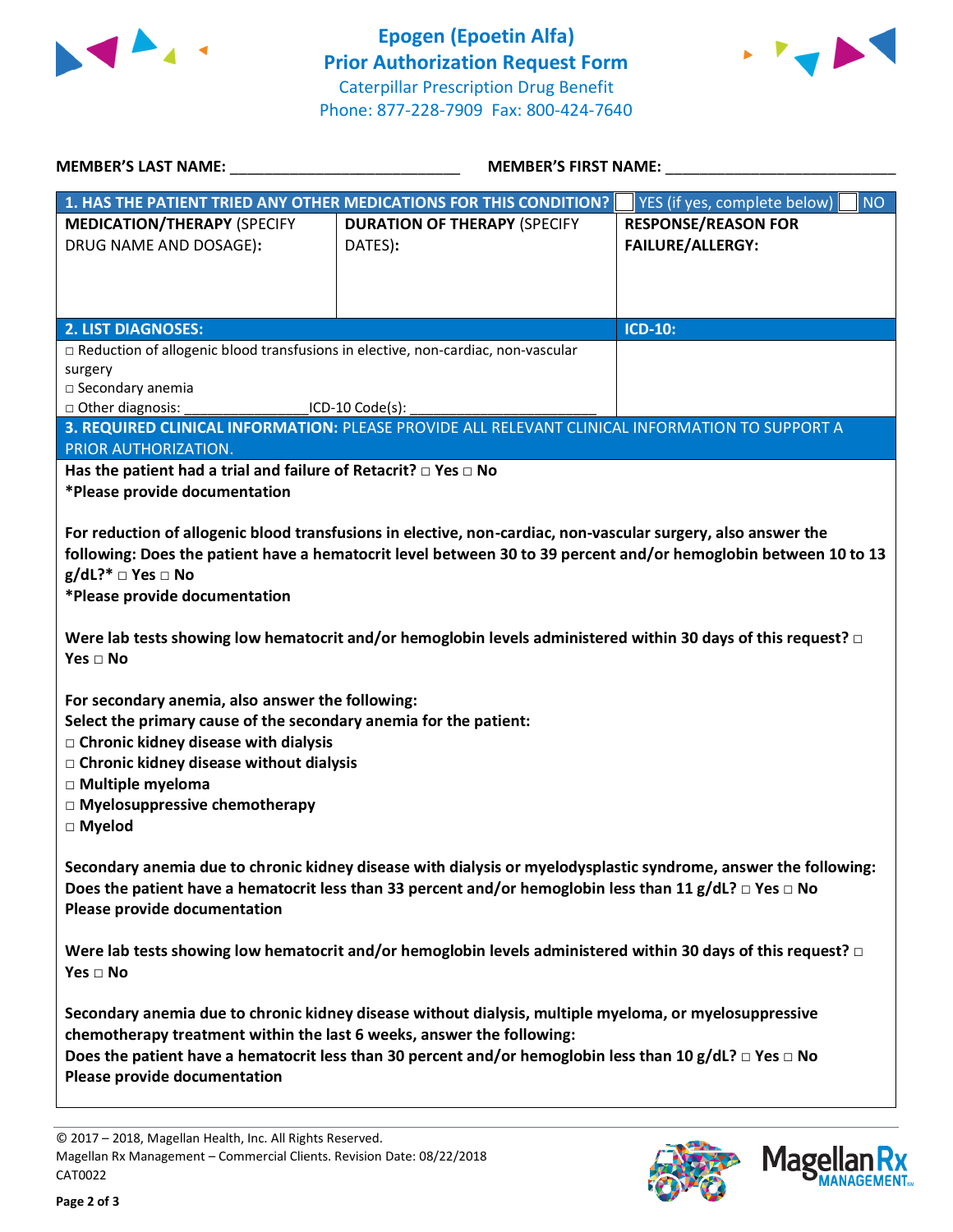# Epogen (Epoetin Alfa)
## Prior Authorization Request Form

Caterpillar Prescription Drug Benefit
Phone: 877-228-7909 Fax: 800-424-7640

**MEMBER'S LAST NAME:** ___________________________ **MEMBER'S FIRST NAME:** ___________________________

| **1. HAS THE PATIENT TRIED ANY OTHER MEDICATIONS FOR THIS CONDITION?** | | ☐ YES (if yes, complete below) ☐ NO |
|---|---|---|
| **MEDICATION/THERAPY** (SPECIFY DRUG NAME AND DOSAGE): | **DURATION OF THERAPY** (SPECIFY DATES): | **RESPONSE/REASON FOR FAILURE/ALLERGY:** |
| | | |

| **2. LIST DIAGNOSES:** | **ICD-10:** |
|---|---|
| □ Reduction of allogenic blood transfusions in elective, non-cardiac, non-vascular surgery<br>□ Secondary anemia<br>□ Other diagnosis: ________________ICD-10 Code(s): ________________________ | |

**3. REQUIRED CLINICAL INFORMATION:** PLEASE PROVIDE ALL RELEVANT CLINICAL INFORMATION TO SUPPORT A PRIOR AUTHORIZATION.

**Has the patient had a trial and failure of Retacrit?** □ **Yes** □ **No**
***Please provide documentation**

**For reduction of allogenic blood transfusions in elective, non-cardiac, non-vascular surgery, also answer the following: Does the patient have a hematocrit level between 30 to 39 percent and/or hemoglobin between 10 to 13 g/dL?*** □ **Yes** □ **No**
***Please provide documentation**

**Were lab tests showing low hematocrit and/or hemoglobin levels administered within 30 days of this request?** □ **Yes** □ **No**

**For secondary anemia, also answer the following:**
**Select the primary cause of the secondary anemia for the patient:**
□ **Chronic kidney disease with dialysis**
□ **Chronic kidney disease without dialysis**
□ **Multiple myeloma**
□ **Myelosuppressive chemotherapy**
□ **Myelod**

**Secondary anemia due to chronic kidney disease with dialysis or myelodysplastic syndrome, answer the following: Does the patient have a hematocrit less than 33 percent and/or hemoglobin less than 11 g/dL?** □ **Yes** □ **No**
**Please provide documentation**

**Were lab tests showing low hematocrit and/or hemoglobin levels administered within 30 days of this request?** □ **Yes** □ **No**

**Secondary anemia due to chronic kidney disease without dialysis, multiple myeloma, or myelosuppressive chemotherapy treatment within the last 6 weeks, answer the following:**
**Does the patient have a hematocrit less than 30 percent and/or hemoglobin less than 10 g/dL?** □ **Yes** □ **No**
**Please provide documentation**

© 2017 – 2018, Magellan Health, Inc. All Rights Reserved.
Magellan Rx Management – Commercial Clients. Revision Date: 08/22/2018
CAT0022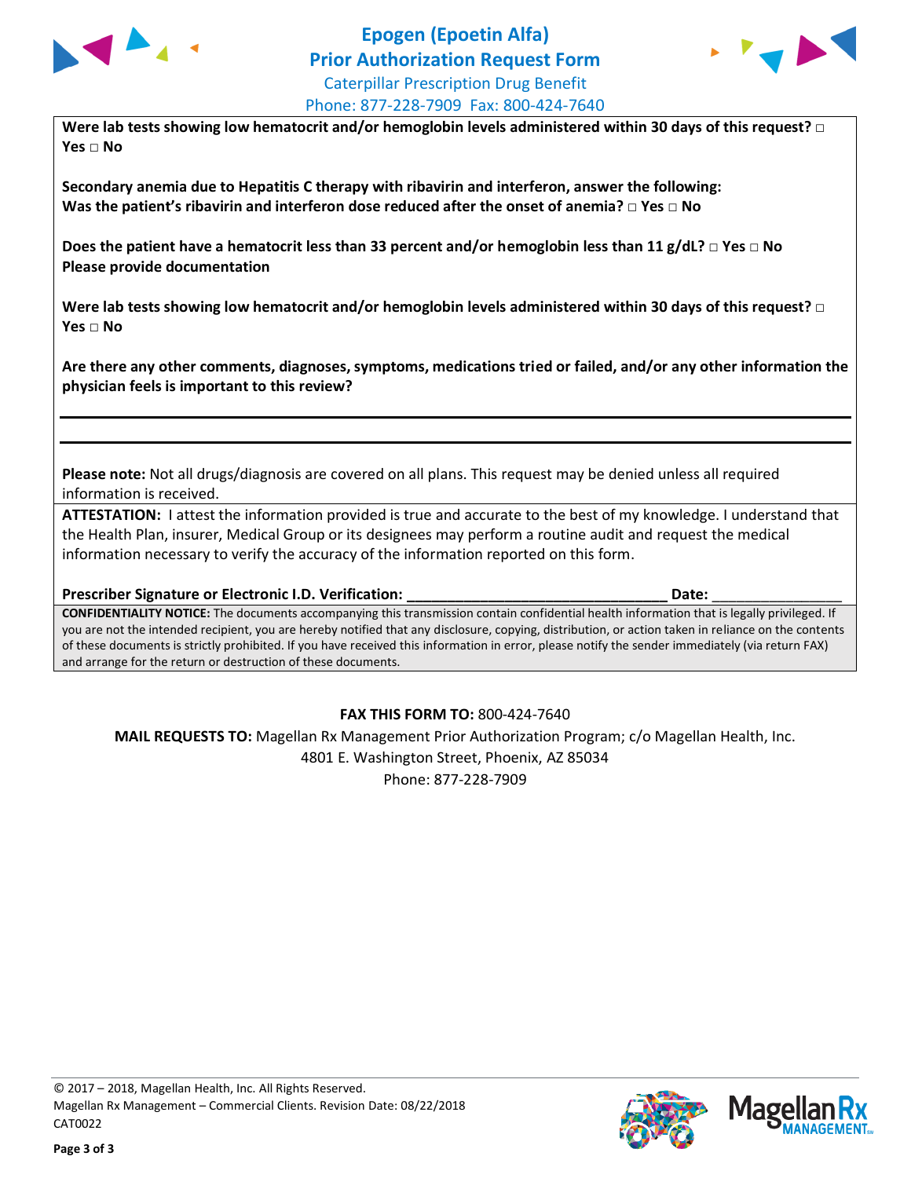**Were lab tests showing low hematocrit and/or hemoglobin levels administered within 30 days of this request? □ Yes □ No**

**Secondary anemia due to Hepatitis C therapy with ribavirin and interferon, answer the following:**
**Was the patient's ribavirin and interferon dose reduced after the onset of anemia? □ Yes □ No**

**Does the patient have a hematocrit less than 33 percent and/or hemoglobin less than 11 g/dL? □ Yes □ No**
**Please provide documentation**

**Were lab tests showing low hematocrit and/or hemoglobin levels administered within 30 days of this request? □ Yes □ No**

**Are there any other comments, diagnoses, symptoms, medications tried or failed, and/or any other information the physician feels is important to this review?**

---

---

**Please note:** Not all drugs/diagnosis are covered on all plans. This request may be denied unless all required information is received.

**ATTESTATION:** I attest the information provided is true and accurate to the best of my knowledge. I understand that the Health Plan, insurer, Medical Group or its designees may perform a routine audit and request the medical information necessary to verify the accuracy of the information reported on this form.

**Prescriber Signature or Electronic I.D. Verification:** _______________________________ **Date:** _______________

**CONFIDENTIALITY NOTICE:** The documents accompanying this transmission contain confidential health information that is legally privileged. If you are not the intended recipient, you are hereby notified that any disclosure, copying, distribution, or action taken in reliance on the contents of these documents is strictly prohibited. If you have received this information in error, please notify the sender immediately (via return FAX) and arrange for the return or destruction of these documents.

**FAX THIS FORM TO:** 800-424-7640

**MAIL REQUESTS TO:** Magellan Rx Management Prior Authorization Program; c/o Magellan Health, Inc.
4801 E. Washington Street, Phoenix, AZ 85034
Phone: 877-228-7909

© 2017 – 2018, Magellan Health, Inc. All Rights Reserved.
Magellan Rx Management – Commercial Clients. Revision Date: 08/22/2018
CAT0022